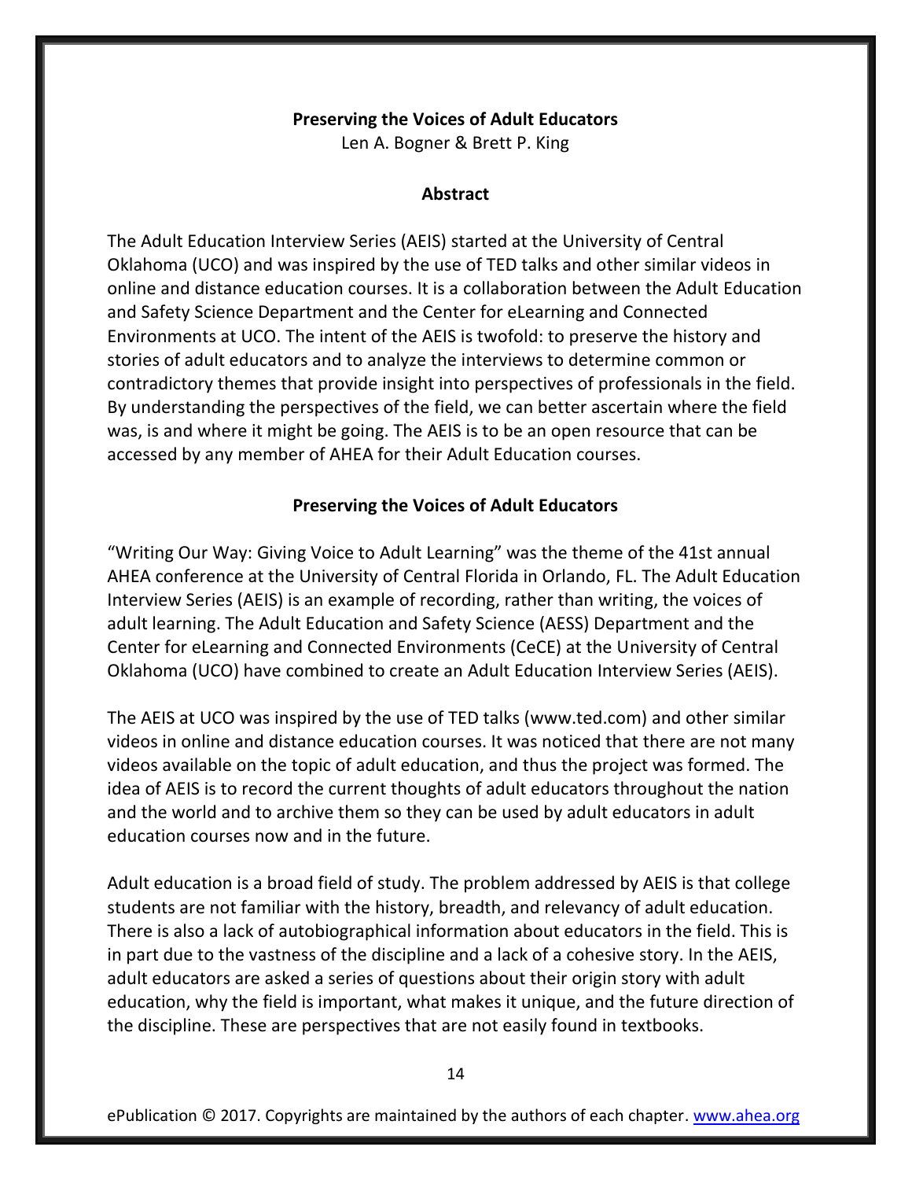# Preserving the Voices of Adult Educators

Len A. Bogner & Brett P. King

## Abstract

The Adult Education Interview Series (AEIS) started at the University of Central Oklahoma (UCO) and was inspired by the use of TED talks and other similar videos in online and distance education courses. It is a collaboration between the Adult Education and Safety Science Department and the Center for eLearning and Connected Environments at UCO. The intent of the AEIS is twofold: to preserve the history and stories of adult educators and to analyze the interviews to determine common or contradictory themes that provide insight into perspectives of professionals in the field. By understanding the perspectives of the field, we can better ascertain where the field was, is and where it might be going. The AEIS is to be an open resource that can be accessed by any member of AHEA for their Adult Education courses.

## Preserving the Voices of Adult Educators

"Writing Our Way: Giving Voice to Adult Learning" was the theme of the 41st annual AHEA conference at the University of Central Florida in Orlando, FL. The Adult Education Interview Series (AEIS) is an example of recording, rather than writing, the voices of adult learning. The Adult Education and Safety Science (AESS) Department and the Center for eLearning and Connected Environments (CeCE) at the University of Central Oklahoma (UCO) have combined to create an Adult Education Interview Series (AEIS).

The AEIS at UCO was inspired by the use of TED talks (www.ted.com) and other similar videos in online and distance education courses. It was noticed that there are not many videos available on the topic of adult education, and thus the project was formed. The idea of AEIS is to record the current thoughts of adult educators throughout the nation and the world and to archive them so they can be used by adult educators in adult education courses now and in the future.

Adult education is a broad field of study. The problem addressed by AEIS is that college students are not familiar with the history, breadth, and relevancy of adult education. There is also a lack of autobiographical information about educators in the field. This is in part due to the vastness of the discipline and a lack of a cohesive story. In the AEIS, adult educators are asked a series of questions about their origin story with adult education, why the field is important, what makes it unique, and the future direction of the discipline. These are perspectives that are not easily found in textbooks.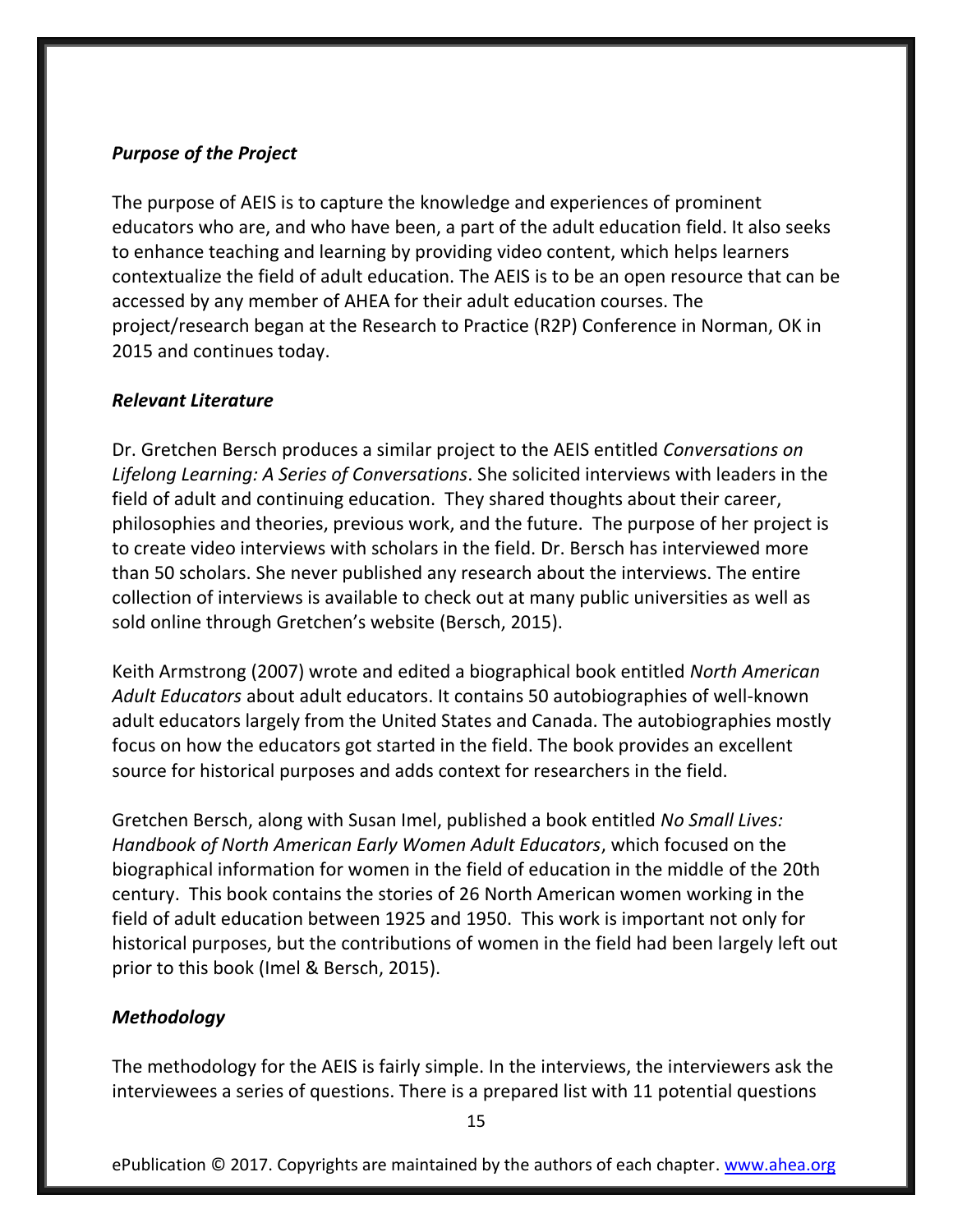### *Purpose of the Project*

The purpose of AEIS is to capture the knowledge and experiences of prominent educators who are, and who have been, a part of the adult education field. It also seeks to enhance teaching and learning by providing video content, which helps learners contextualize the field of adult education. The AEIS is to be an open resource that can be accessed by any member of AHEA for their adult education courses. The project/research began at the Research to Practice (R2P) Conference in Norman, OK in 2015 and continues today.

### *Relevant Literature*

Dr. Gretchen Bersch produces a similar project to the AEIS entitled *Conversations on Lifelong Learning: A Series of Conversations*. She solicited interviews with leaders in the field of adult and continuing education. They shared thoughts about their career, philosophies and theories, previous work, and the future. The purpose of her project is to create video interviews with scholars in the field. Dr. Bersch has interviewed more than 50 scholars. She never published any research about the interviews. The entire collection of interviews is available to check out at many public universities as well as sold online through Gretchen's website (Bersch, 2015).

Keith Armstrong (2007) wrote and edited a biographical book entitled *North American Adult Educators* about adult educators. It contains 50 autobiographies of well-known adult educators largely from the United States and Canada. The autobiographies mostly focus on how the educators got started in the field. The book provides an excellent source for historical purposes and adds context for researchers in the field.

Gretchen Bersch, along with Susan Imel, published a book entitled *No Small Lives: Handbook of North American Early Women Adult Educators*, which focused on the biographical information for women in the field of education in the middle of the 20th century. This book contains the stories of 26 North American women working in the field of adult education between 1925 and 1950. This work is important not only for historical purposes, but the contributions of women in the field had been largely left out prior to this book (Imel & Bersch, 2015).

### *Methodology*

The methodology for the AEIS is fairly simple. In the interviews, the interviewers ask the interviewees a series of questions. There is a prepared list with 11 potential questions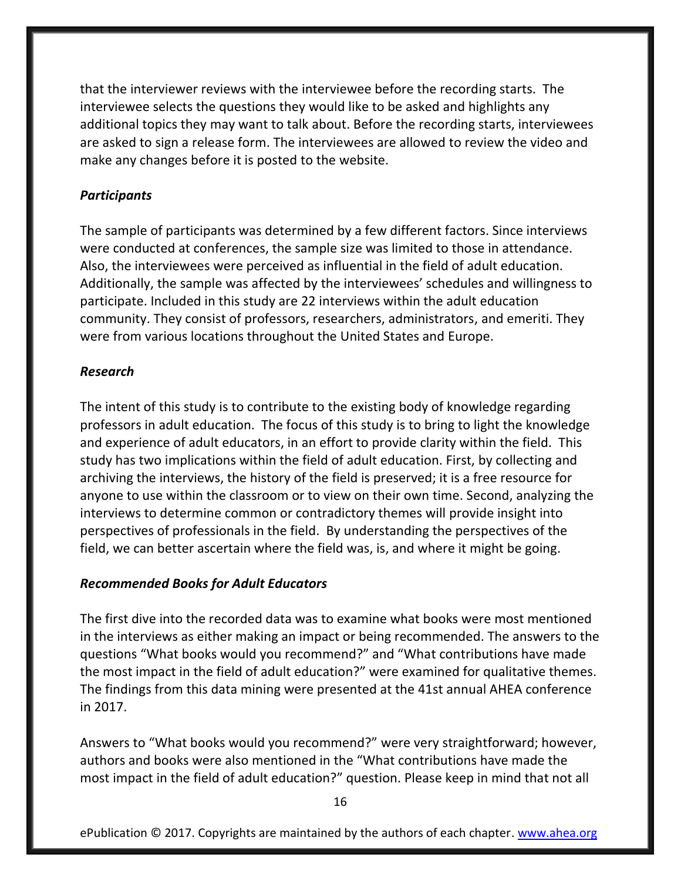that the interviewer reviews with the interviewee before the recording starts. The interviewee selects the questions they would like to be asked and highlights any additional topics they may want to talk about. Before the recording starts, interviewees are asked to sign a release form. The interviewees are allowed to review the video and make any changes before it is posted to the website.

### *Participants*

The sample of participants was determined by a few different factors. Since interviews were conducted at conferences, the sample size was limited to those in attendance. Also, the interviewees were perceived as influential in the field of adult education. Additionally, the sample was affected by the interviewees' schedules and willingness to participate. Included in this study are 22 interviews within the adult education community. They consist of professors, researchers, administrators, and emeriti. They were from various locations throughout the United States and Europe.

### *Research*

The intent of this study is to contribute to the existing body of knowledge regarding professors in adult education. The focus of this study is to bring to light the knowledge and experience of adult educators, in an effort to provide clarity within the field. This study has two implications within the field of adult education. First, by collecting and archiving the interviews, the history of the field is preserved; it is a free resource for anyone to use within the classroom or to view on their own time. Second, analyzing the interviews to determine common or contradictory themes will provide insight into perspectives of professionals in the field. By understanding the perspectives of the field, we can better ascertain where the field was, is, and where it might be going.

### *Recommended Books for Adult Educators*

The first dive into the recorded data was to examine what books were most mentioned in the interviews as either making an impact or being recommended. The answers to the questions "What books would you recommend?" and "What contributions have made the most impact in the field of adult education?" were examined for qualitative themes. The findings from this data mining were presented at the 41st annual AHEA conference in 2017.

Answers to "What books would you recommend?" were very straightforward; however, authors and books were also mentioned in the "What contributions have made the most impact in the field of adult education?" question. Please keep in mind that not all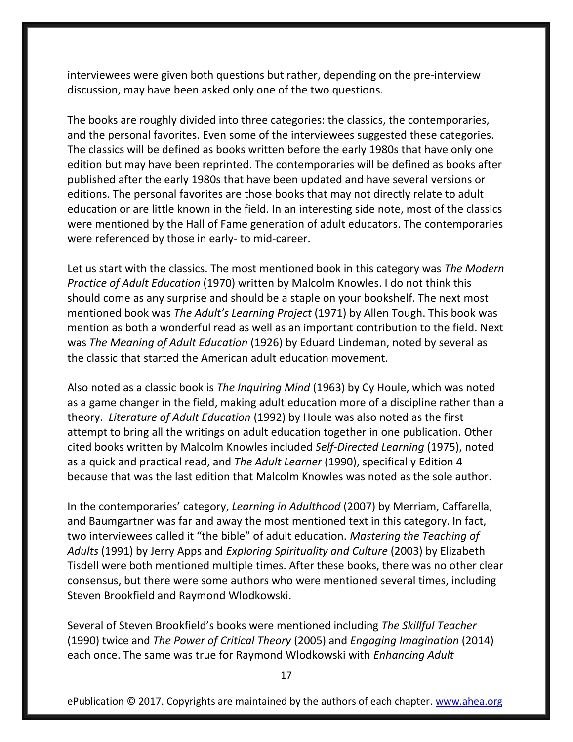interviewees were given both questions but rather, depending on the pre-interview discussion, may have been asked only one of the two questions.

The books are roughly divided into three categories: the classics, the contemporaries, and the personal favorites. Even some of the interviewees suggested these categories. The classics will be defined as books written before the early 1980s that have only one edition but may have been reprinted. The contemporaries will be defined as books after published after the early 1980s that have been updated and have several versions or editions. The personal favorites are those books that may not directly relate to adult education or are little known in the field. In an interesting side note, most of the classics were mentioned by the Hall of Fame generation of adult educators. The contemporaries were referenced by those in early- to mid-career.

Let us start with the classics. The most mentioned book in this category was *The Modern Practice of Adult Education* (1970) written by Malcolm Knowles. I do not think this should come as any surprise and should be a staple on your bookshelf. The next most mentioned book was *The Adult's Learning Project* (1971) by Allen Tough. This book was mention as both a wonderful read as well as an important contribution to the field. Next was *The Meaning of Adult Education* (1926) by Eduard Lindeman, noted by several as the classic that started the American adult education movement.

Also noted as a classic book is *The Inquiring Mind* (1963) by Cy Houle, which was noted as a game changer in the field, making adult education more of a discipline rather than a theory. *Literature of Adult Education* (1992) by Houle was also noted as the first attempt to bring all the writings on adult education together in one publication. Other cited books written by Malcolm Knowles included *Self-Directed Learning* (1975), noted as a quick and practical read, and *The Adult Learner* (1990), specifically Edition 4 because that was the last edition that Malcolm Knowles was noted as the sole author.

In the contemporaries' category, *Learning in Adulthood* (2007) by Merriam, Caffarella, and Baumgartner was far and away the most mentioned text in this category. In fact, two interviewees called it "the bible" of adult education. *Mastering the Teaching of Adults* (1991) by Jerry Apps and *Exploring Spirituality and Culture* (2003) by Elizabeth Tisdell were both mentioned multiple times. After these books, there was no other clear consensus, but there were some authors who were mentioned several times, including Steven Brookfield and Raymond Wlodkowski.

Several of Steven Brookfield's books were mentioned including *The Skillful Teacher* (1990) twice and *The Power of Critical Theory* (2005) and *Engaging Imagination* (2014) each once. The same was true for Raymond Wlodkowski with *Enhancing Adult*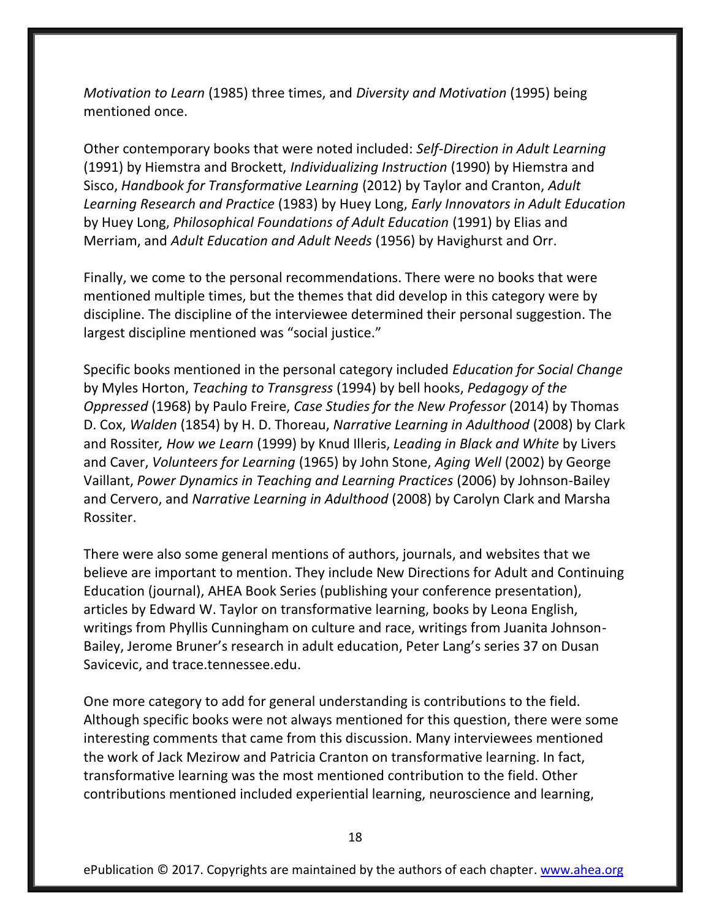*Motivation to Learn* (1985) three times, and *Diversity and Motivation* (1995) being mentioned once.

Other contemporary books that were noted included: *Self-Direction in Adult Learning* (1991) by Hiemstra and Brockett, *Individualizing Instruction* (1990) by Hiemstra and Sisco, *Handbook for Transformative Learning* (2012) by Taylor and Cranton, *Adult Learning Research and Practice* (1983) by Huey Long, *Early Innovators in Adult Education* by Huey Long, *Philosophical Foundations of Adult Education* (1991) by Elias and Merriam, and *Adult Education and Adult Needs* (1956) by Havighurst and Orr.

Finally, we come to the personal recommendations. There were no books that were mentioned multiple times, but the themes that did develop in this category were by discipline. The discipline of the interviewee determined their personal suggestion. The largest discipline mentioned was "social justice."

Specific books mentioned in the personal category included *Education for Social Change* by Myles Horton, *Teaching to Transgress* (1994) by bell hooks, *Pedagogy of the Oppressed* (1968) by Paulo Freire, *Case Studies for the New Professor* (2014) by Thomas D. Cox, *Walden* (1854) by H. D. Thoreau, *Narrative Learning in Adulthood* (2008) by Clark and Rossiter*, How we Learn* (1999) by Knud Illeris, *Leading in Black and White* by Livers and Caver, *Volunteers for Learning* (1965) by John Stone, *Aging Well* (2002) by George Vaillant, *Power Dynamics in Teaching and Learning Practices* (2006) by Johnson-Bailey and Cervero, and *Narrative Learning in Adulthood* (2008) by Carolyn Clark and Marsha Rossiter.

There were also some general mentions of authors, journals, and websites that we believe are important to mention. They include New Directions for Adult and Continuing Education (journal), AHEA Book Series (publishing your conference presentation), articles by Edward W. Taylor on transformative learning, books by Leona English, writings from Phyllis Cunningham on culture and race, writings from Juanita Johnson-Bailey, Jerome Bruner's research in adult education, Peter Lang's series 37 on Dusan Savicevic, and trace.tennessee.edu.

One more category to add for general understanding is contributions to the field. Although specific books were not always mentioned for this question, there were some interesting comments that came from this discussion. Many interviewees mentioned the work of Jack Mezirow and Patricia Cranton on transformative learning. In fact, transformative learning was the most mentioned contribution to the field. Other contributions mentioned included experiential learning, neuroscience and learning,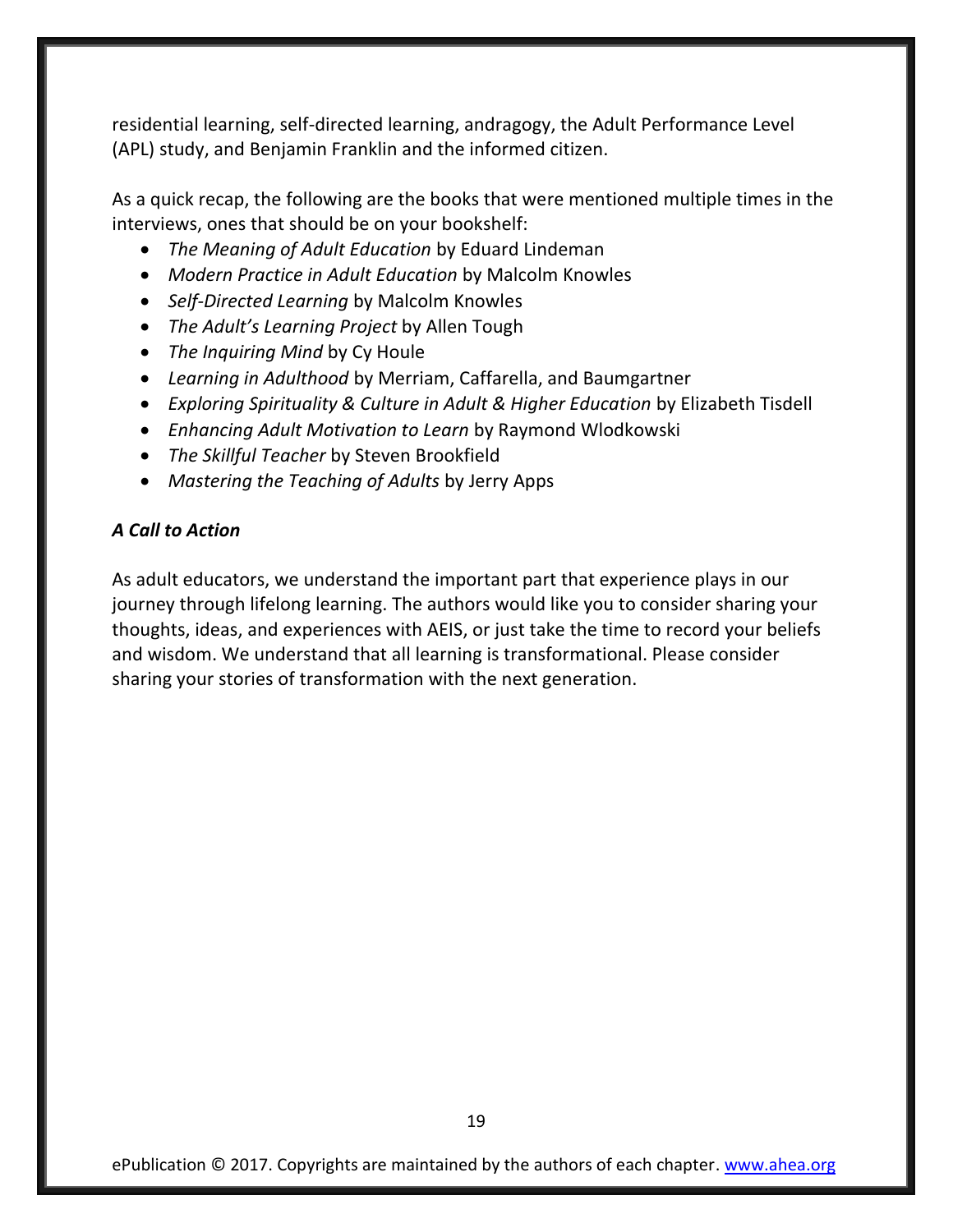residential learning, self-directed learning, andragogy, the Adult Performance Level (APL) study, and Benjamin Franklin and the informed citizen.

As a quick recap, the following are the books that were mentioned multiple times in the interviews, ones that should be on your bookshelf:

- *The Meaning of Adult Education* by Eduard Lindeman
- *Modern Practice in Adult Education* by Malcolm Knowles
- *Self-Directed Learning* by Malcolm Knowles
- *The Adult's Learning Project* by Allen Tough
- *The Inquiring Mind* by Cy Houle
- *Learning in Adulthood* by Merriam, Caffarella, and Baumgartner
- *Exploring Spirituality & Culture in Adult & Higher Education* by Elizabeth Tisdell
- *Enhancing Adult Motivation to Learn* by Raymond Wlodkowski
- *The Skillful Teacher* by Steven Brookfield
- *Mastering the Teaching of Adults* by Jerry Apps

### *A Call to Action*

As adult educators, we understand the important part that experience plays in our journey through lifelong learning. The authors would like you to consider sharing your thoughts, ideas, and experiences with AEIS, or just take the time to record your beliefs and wisdom. We understand that all learning is transformational. Please consider sharing your stories of transformation with the next generation.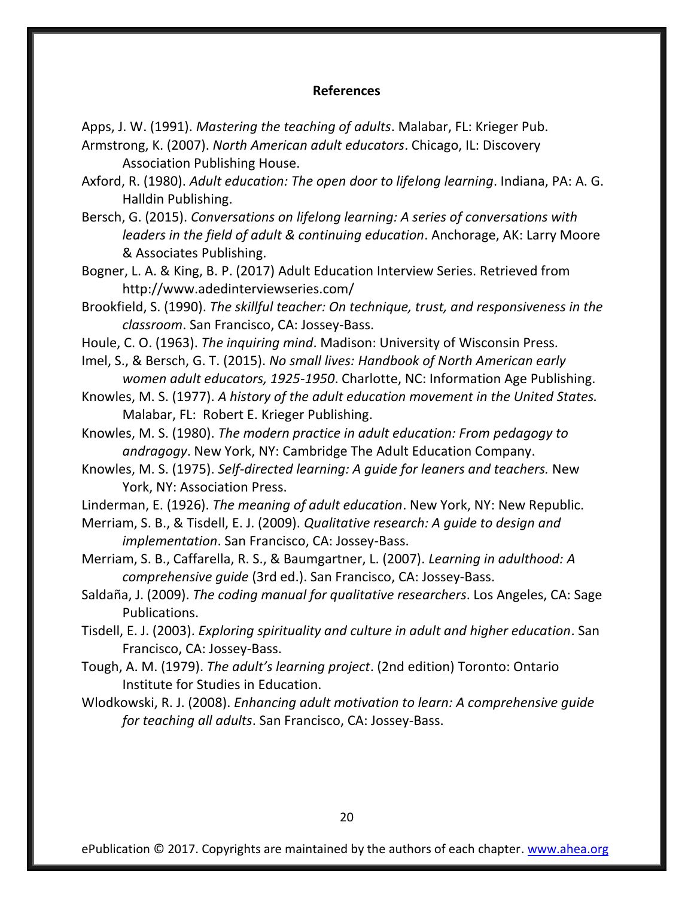## References

Apps, J. W. (1991). *Mastering the teaching of adults*. Malabar, FL: Krieger Pub.

Armstrong, K. (2007). *North American adult educators*. Chicago, IL: Discovery Association Publishing House.

Axford, R. (1980). *Adult education: The open door to lifelong learning*. Indiana, PA: A. G. Halldin Publishing.

Bersch, G. (2015). *Conversations on lifelong learning: A series of conversations with leaders in the field of adult & continuing education*. Anchorage, AK: Larry Moore & Associates Publishing.

Bogner, L. A. & King, B. P. (2017) Adult Education Interview Series. Retrieved from http://www.adedinterviewseries.com/

Brookfield, S. (1990). *The skillful teacher: On technique, trust, and responsiveness in the classroom*. San Francisco, CA: Jossey-Bass.

Houle, C. O. (1963). *The inquiring mind*. Madison: University of Wisconsin Press.

Imel, S., & Bersch, G. T. (2015). *No small lives: Handbook of North American early women adult educators, 1925-1950*. Charlotte, NC: Information Age Publishing.

Knowles, M. S. (1977). *A history of the adult education movement in the United States.* Malabar, FL: Robert E. Krieger Publishing.

Knowles, M. S. (1980). *The modern practice in adult education: From pedagogy to andragogy*. New York, NY: Cambridge The Adult Education Company.

Knowles, M. S. (1975). *Self-directed learning: A guide for leaners and teachers.* New York, NY: Association Press.

Linderman, E. (1926). *The meaning of adult education*. New York, NY: New Republic.

Merriam, S. B., & Tisdell, E. J. (2009). *Qualitative research: A guide to design and implementation*. San Francisco, CA: Jossey-Bass.

Merriam, S. B., Caffarella, R. S., & Baumgartner, L. (2007). *Learning in adulthood: A comprehensive guide* (3rd ed.). San Francisco, CA: Jossey-Bass.

Saldaña, J. (2009). *The coding manual for qualitative researchers*. Los Angeles, CA: Sage Publications.

Tisdell, E. J. (2003). *Exploring spirituality and culture in adult and higher education*. San Francisco, CA: Jossey-Bass.

Tough, A. M. (1979). *The adult's learning project*. (2nd edition) Toronto: Ontario Institute for Studies in Education.

Wlodkowski, R. J. (2008). *Enhancing adult motivation to learn: A comprehensive guide for teaching all adults*. San Francisco, CA: Jossey-Bass.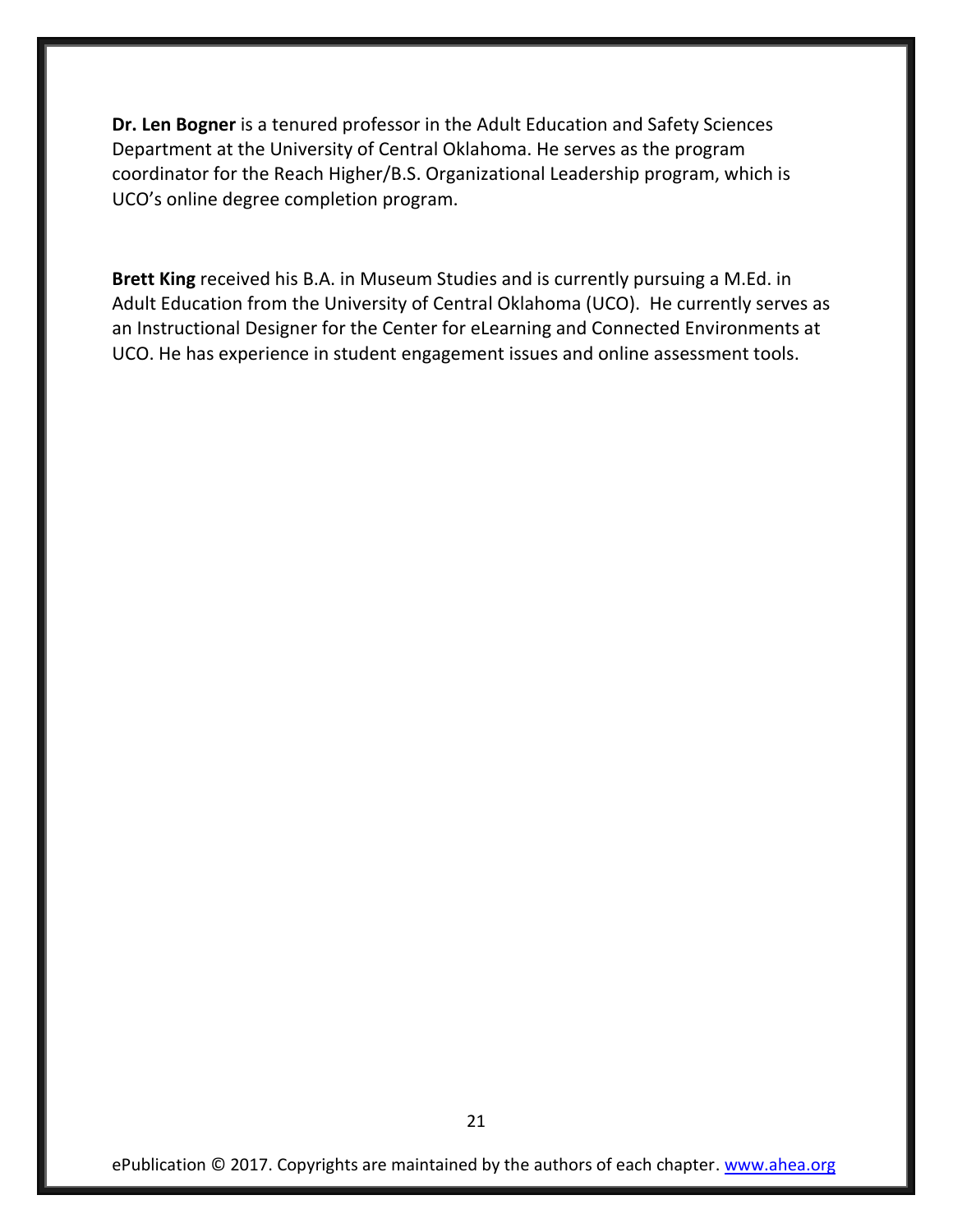**Dr. Len Bogner** is a tenured professor in the Adult Education and Safety Sciences Department at the University of Central Oklahoma. He serves as the program coordinator for the Reach Higher/B.S. Organizational Leadership program, which is UCO's online degree completion program.

**Brett King** received his B.A. in Museum Studies and is currently pursuing a M.Ed. in Adult Education from the University of Central Oklahoma (UCO). He currently serves as an Instructional Designer for the Center for eLearning and Connected Environments at UCO. He has experience in student engagement issues and online assessment tools.